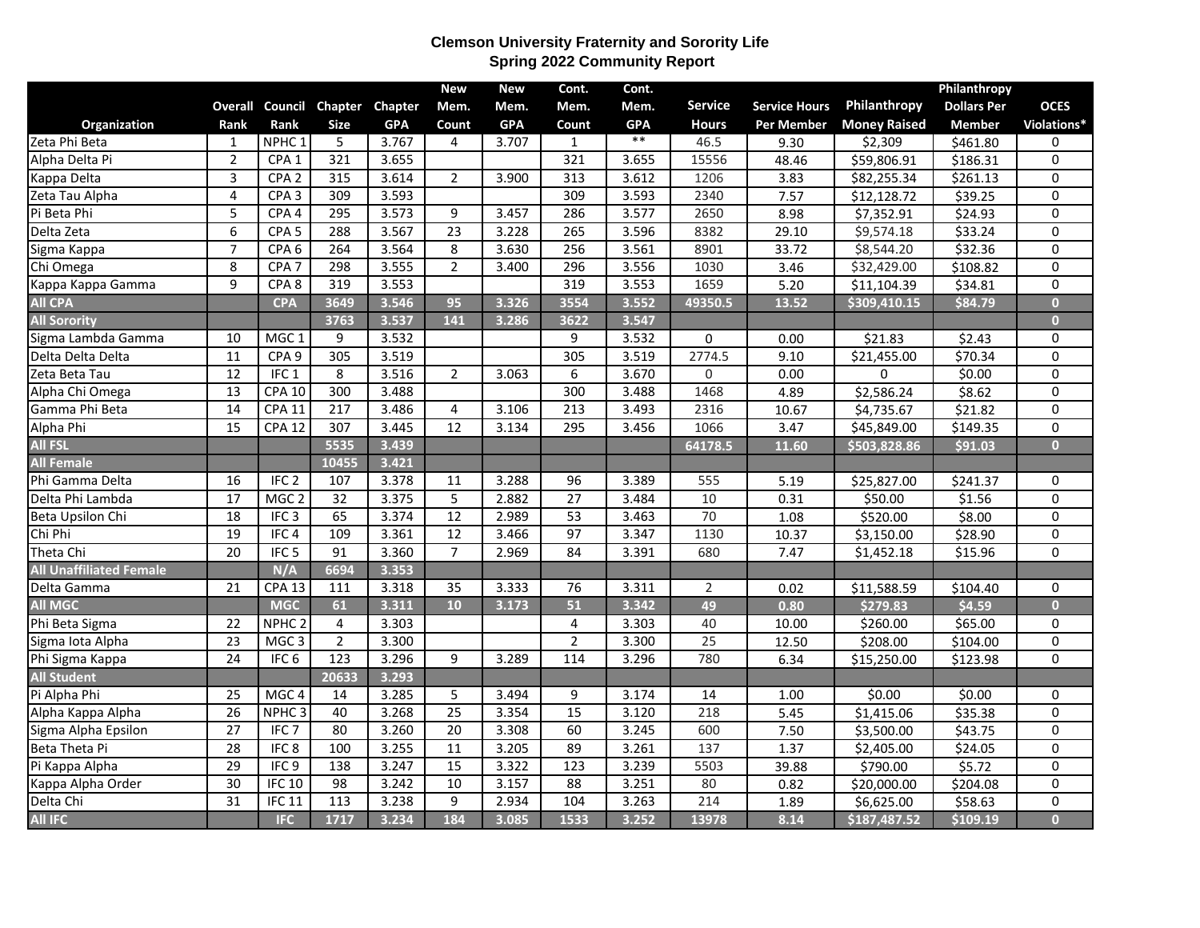# Clemson University Fraternity and Sorority Life
## Spring 2022 Community Report

| Organization | Overall Rank | Council Rank | Chapter Size | Chapter GPA | New Mem. Count | New Mem. GPA | Cont. Mem. Count | Cont. Mem. GPA | Service Hours | Service Hours Per Member | Philanthropy Money Raised | Philanthropy Dollars Per Member | OCES Violations* |
|---|---|---|---|---|---|---|---|---|---|---|---|---|---|
| Zeta Phi Beta | 1 | NPHC 1 | 5 | 3.767 | 4 | 3.707 | 1 | ** | 46.5 | 9.30 | $2,309 | $461.80 | 0 |
| Alpha Delta Pi | 2 | CPA 1 | 321 | 3.655 | | | 321 | 3.655 | 15556 | 48.46 | $59,806.91 | $186.31 | 0 |
| Kappa Delta | 3 | CPA 2 | 315 | 3.614 | 2 | 3.900 | 313 | 3.612 | 1206 | 3.83 | $82,255.34 | $261.13 | 0 |
| Zeta Tau Alpha | 4 | CPA 3 | 309 | 3.593 | | | 309 | 3.593 | 2340 | 7.57 | $12,128.72 | $39.25 | 0 |
| Pi Beta Phi | 5 | CPA 4 | 295 | 3.573 | 9 | 3.457 | 286 | 3.577 | 2650 | 8.98 | $7,352.91 | $24.93 | 0 |
| Delta Zeta | 6 | CPA 5 | 288 | 3.567 | 23 | 3.228 | 265 | 3.596 | 8382 | 29.10 | $9,574.18 | $33.24 | 0 |
| Sigma Kappa | 7 | CPA 6 | 264 | 3.564 | 8 | 3.630 | 256 | 3.561 | 8901 | 33.72 | $8,544.20 | $32.36 | 0 |
| Chi Omega | 8 | CPA 7 | 298 | 3.555 | 2 | 3.400 | 296 | 3.556 | 1030 | 3.46 | $32,429.00 | $108.82 | 0 |
| Kappa Kappa Gamma | 9 | CPA 8 | 319 | 3.553 | | | 319 | 3.553 | 1659 | 5.20 | $11,104.39 | $34.81 | 0 |
| **All CPA** | | **CPA** | **3649** | **3.546** | **95** | **3.326** | **3554** | **3.552** | **49350.5** | **13.52** | **$309,410.15** | **$84.79** | **0** |
| **All Sorority** | | | **3763** | **3.537** | **141** | **3.286** | **3622** | **3.547** | | | | | **0** |
| Sigma Lambda Gamma | 10 | MGC 1 | 9 | 3.532 | | | 9 | 3.532 | 0 | 0.00 | $21.83 | $2.43 | 0 |
| Delta Delta Delta | 11 | CPA 9 | 305 | 3.519 | | | 305 | 3.519 | 2774.5 | 9.10 | $21,455.00 | $70.34 | 0 |
| Zeta Beta Tau | 12 | IFC 1 | 8 | 3.516 | 2 | 3.063 | 6 | 3.670 | 0 | 0.00 | 0 | $0.00 | 0 |
| Alpha Chi Omega | 13 | CPA 10 | 300 | 3.488 | | | 300 | 3.488 | 1468 | 4.89 | $2,586.24 | $8.62 | 0 |
| Gamma Phi Beta | 14 | CPA 11 | 217 | 3.486 | 4 | 3.106 | 213 | 3.493 | 2316 | 10.67 | $4,735.67 | $21.82 | 0 |
| Alpha Phi | 15 | CPA 12 | 307 | 3.445 | 12 | 3.134 | 295 | 3.456 | 1066 | 3.47 | $45,849.00 | $149.35 | 0 |
| **All FSL** | | | **5535** | **3.439** | | | | | **64178.5** | **11.60** | **$503,828.86** | **$91.03** | **0** |
| **All Female** | | | **10455** | **3.421** | | | | | | | | | |
| Phi Gamma Delta | 16 | IFC 2 | 107 | 3.378 | 11 | 3.288 | 96 | 3.389 | 555 | 5.19 | $25,827.00 | $241.37 | 0 |
| Delta Phi Lambda | 17 | MGC 2 | 32 | 3.375 | 5 | 2.882 | 27 | 3.484 | 10 | 0.31 | $50.00 | $1.56 | 0 |
| Beta Upsilon Chi | 18 | IFC 3 | 65 | 3.374 | 12 | 2.989 | 53 | 3.463 | 70 | 1.08 | $520.00 | $8.00 | 0 |
| Chi Phi | 19 | IFC 4 | 109 | 3.361 | 12 | 3.466 | 97 | 3.347 | 1130 | 10.37 | $3,150.00 | $28.90 | 0 |
| Theta Chi | 20 | IFC 5 | 91 | 3.360 | 7 | 2.969 | 84 | 3.391 | 680 | 7.47 | $1,452.18 | $15.96 | 0 |
| **All Unaffiliated Female** | | **N/A** | **6694** | **3.353** | | | | | | | | | |
| Delta Gamma | 21 | CPA 13 | 111 | 3.318 | 35 | 3.333 | 76 | 3.311 | 2 | 0.02 | $11,588.59 | $104.40 | 0 |
| **All MGC** | | **MGC** | **61** | **3.311** | **10** | **3.173** | **51** | **3.342** | **49** | **0.80** | **$279.83** | **$4.59** | **0** |
| Phi Beta Sigma | 22 | NPHC 2 | 4 | 3.303 | | | 4 | 3.303 | 40 | 10.00 | $260.00 | $65.00 | 0 |
| Sigma Iota Alpha | 23 | MGC 3 | 2 | 3.300 | | | 2 | 3.300 | 25 | 12.50 | $208.00 | $104.00 | 0 |
| Phi Sigma Kappa | 24 | IFC 6 | 123 | 3.296 | 9 | 3.289 | 114 | 3.296 | 780 | 6.34 | $15,250.00 | $123.98 | 0 |
| **All Student** | | | **20633** | **3.293** | | | | | | | | | |
| Pi Alpha Phi | 25 | MGC 4 | 14 | 3.285 | 5 | 3.494 | 9 | 3.174 | 14 | 1.00 | $0.00 | $0.00 | 0 |
| Alpha Kappa Alpha | 26 | NPHC 3 | 40 | 3.268 | 25 | 3.354 | 15 | 3.120 | 218 | 5.45 | $1,415.06 | $35.38 | 0 |
| Sigma Alpha Epsilon | 27 | IFC 7 | 80 | 3.260 | 20 | 3.308 | 60 | 3.245 | 600 | 7.50 | $3,500.00 | $43.75 | 0 |
| Beta Theta Pi | 28 | IFC 8 | 100 | 3.255 | 11 | 3.205 | 89 | 3.261 | 137 | 1.37 | $2,405.00 | $24.05 | 0 |
| Pi Kappa Alpha | 29 | IFC 9 | 138 | 3.247 | 15 | 3.322 | 123 | 3.239 | 5503 | 39.88 | $790.00 | $5.72 | 0 |
| Kappa Alpha Order | 30 | IFC 10 | 98 | 3.242 | 10 | 3.157 | 88 | 3.251 | 80 | 0.82 | $20,000.00 | $204.08 | 0 |
| Delta Chi | 31 | IFC 11 | 113 | 3.238 | 9 | 2.934 | 104 | 3.263 | 214 | 1.89 | $6,625.00 | $58.63 | 0 |
| **All IFC** | | **IFC** | **1717** | **3.234** | **184** | **3.085** | **1533** | **3.252** | **13978** | **8.14** | **$187,487.52** | **$109.19** | **0** |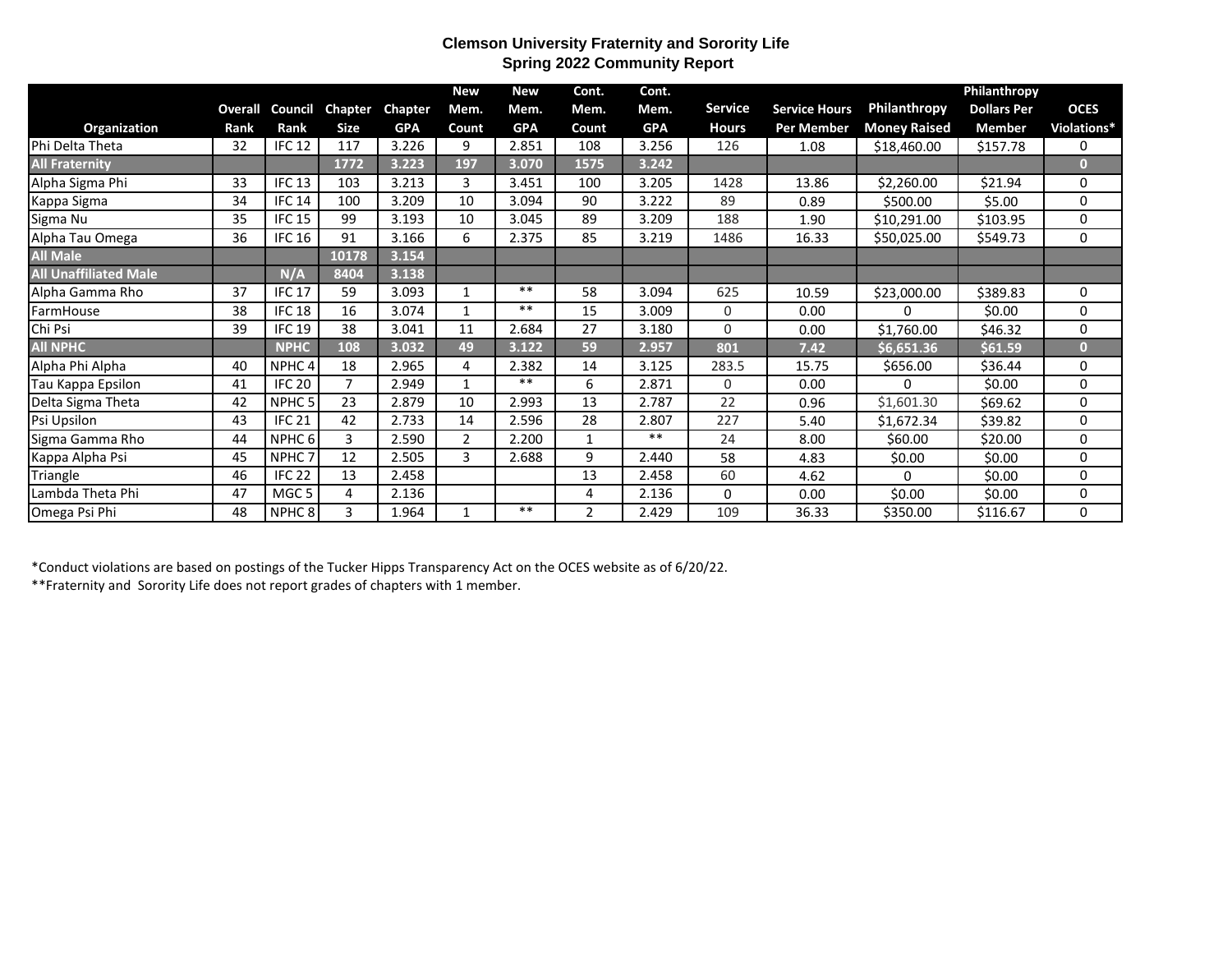# Clemson University Fraternity and Sorority Life
## Spring 2022 Community Report

| Organization | Overall Rank | Council Rank | Chapter Size | Chapter GPA | New Mem. Count | New Mem. GPA | Cont. Mem. Count | Cont. Mem. GPA | Service Hours | Service Hours Per Member | Philanthropy Money Raised | Philanthropy Dollars Per Member | OCES Violations* |
|---|---|---|---|---|---|---|---|---|---|---|---|---|---|
| Phi Delta Theta | 32 | IFC 12 | 117 | 3.226 | 9 | 2.851 | 108 | 3.256 | 126 | 1.08 | $18,460.00 | $157.78 | 0 |
| **All Fraternity** | | | **1772** | **3.223** | **197** | **3.070** | **1575** | **3.242** | | | | | **0** |
| Alpha Sigma Phi | 33 | IFC 13 | 103 | 3.213 | 3 | 3.451 | 100 | 3.205 | 1428 | 13.86 | $2,260.00 | $21.94 | 0 |
| Kappa Sigma | 34 | IFC 14 | 100 | 3.209 | 10 | 3.094 | 90 | 3.222 | 89 | 0.89 | $500.00 | $5.00 | 0 |
| Sigma Nu | 35 | IFC 15 | 99 | 3.193 | 10 | 3.045 | 89 | 3.209 | 188 | 1.90 | $10,291.00 | $103.95 | 0 |
| Alpha Tau Omega | 36 | IFC 16 | 91 | 3.166 | 6 | 2.375 | 85 | 3.219 | 1486 | 16.33 | $50,025.00 | $549.73 | 0 |
| **All Male** | | | **10178** | **3.154** | | | | | | | | | |
| **All Unaffiliated Male** | | **N/A** | **8404** | **3.138** | | | | | | | | | |
| Alpha Gamma Rho | 37 | IFC 17 | 59 | 3.093 | 1 | ** | 58 | 3.094 | 625 | 10.59 | $23,000.00 | $389.83 | 0 |
| FarmHouse | 38 | IFC 18 | 16 | 3.074 | 1 | ** | 15 | 3.009 | 0 | 0.00 | 0 | $0.00 | 0 |
| Chi Psi | 39 | IFC 19 | 38 | 3.041 | 11 | 2.684 | 27 | 3.180 | 0 | 0.00 | $1,760.00 | $46.32 | 0 |
| **All NPHC** | | **NPHC** | **108** | **3.032** | **49** | **3.122** | **59** | **2.957** | **801** | **7.42** | **$6,651.36** | **$61.59** | **0** |
| Alpha Phi Alpha | 40 | NPHC 4 | 18 | 2.965 | 4 | 2.382 | 14 | 3.125 | 283.5 | 15.75 | $656.00 | $36.44 | 0 |
| Tau Kappa Epsilon | 41 | IFC 20 | 7 | 2.949 | 1 | ** | 6 | 2.871 | 0 | 0.00 | 0 | $0.00 | 0 |
| Delta Sigma Theta | 42 | NPHC 5 | 23 | 2.879 | 10 | 2.993 | 13 | 2.787 | 22 | 0.96 | $1,601.30 | $69.62 | 0 |
| Psi Upsilon | 43 | IFC 21 | 42 | 2.733 | 14 | 2.596 | 28 | 2.807 | 227 | 5.40 | $1,672.34 | $39.82 | 0 |
| Sigma Gamma Rho | 44 | NPHC 6 | 3 | 2.590 | 2 | 2.200 | 1 | ** | 24 | 8.00 | $60.00 | $20.00 | 0 |
| Kappa Alpha Psi | 45 | NPHC 7 | 12 | 2.505 | 3 | 2.688 | 9 | 2.440 | 58 | 4.83 | $0.00 | $0.00 | 0 |
| Triangle | 46 | IFC 22 | 13 | 2.458 | | | 13 | 2.458 | 60 | 4.62 | 0 | $0.00 | 0 |
| Lambda Theta Phi | 47 | MGC 5 | 4 | 2.136 | | | 4 | 2.136 | 0 | 0.00 | $0.00 | $0.00 | 0 |
| Omega Psi Phi | 48 | NPHC 8 | 3 | 1.964 | 1 | ** | 2 | 2.429 | 109 | 36.33 | $350.00 | $116.67 | 0 |

*Conduct violations are based on postings of the Tucker Hipps Transparency Act on the OCES website as of 6/20/22.

**Fraternity and Sorority Life does not report grades of chapters with 1 member.